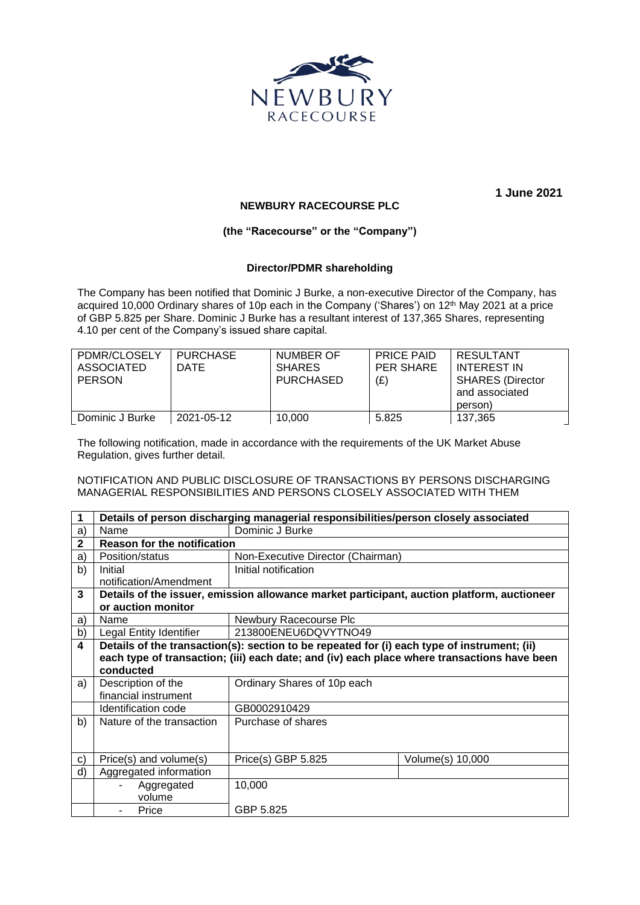1 June 2021

**NEWBURY RACECOURSE PLC**

**(the "Racecourse" or the "Company")**

**Director/PDMR shareholding**

The Company has been notified that Dominic J Burke, a non-executive Director of the Company, has acquired 10,000 Ordinary shares of 10p each in the Company ('Shares') on 12th May 2021 at a price of GBP 5.825 per Share. Dominic J Burke has a resultant interest of 137,365 Shares, representing 4.10 per cent of the Company's issued share capital.

| PDMR/CLOSELY ASSOCIATED PERSON | PURCHASE DATE | NUMBER OF SHARES PURCHASED | PRICE PAID PER SHARE (£) | RESULTANT INTEREST IN SHARES (Director and associated person) |
|---|---|---|---|---|
| Dominic J Burke | 2021-05-12 | 10,000 | 5.825 | 137,365 |

The following notification, made in accordance with the requirements of the UK Market Abuse Regulation, gives further detail.

NOTIFICATION AND PUBLIC DISCLOSURE OF TRANSACTIONS BY PERSONS DISCHARGING MANAGERIAL RESPONSIBILITIES AND PERSONS CLOSELY ASSOCIATED WITH THEM

| **1** | **Details of person discharging managerial responsibilities/person closely associated** | | |
|---|---|---|---|
| a) | Name | Dominic J Burke | |
| **2** | **Reason for the notification** | | |
| a) | Position/status | Non-Executive Director (Chairman) | |
| b) | Initial notification/Amendment | Initial notification | |
| **3** | **Details of the issuer, emission allowance market participant, auction platform, auctioneer or auction monitor** | | |
| a) | Name | Newbury Racecourse Plc | |
| b) | Legal Entity Identifier | 213800ENEU6DQVYTNO49 | |
| **4** | **Details of the transaction(s): section to be repeated for (i) each type of instrument; (ii) each type of transaction; (iii) each date; and (iv) each place where transactions have been conducted** | | |
| a) | Description of the financial instrument | Ordinary Shares of 10p each | |
| | Identification code | GB0002910429 | |
| b) | Nature of the transaction | Purchase of shares | |
| c) | Price(s) and volume(s) | Price(s) GBP 5.825 | Volume(s) 10,000 |
| d) | Aggregated information | | |
| | - Aggregated volume | 10,000 | |
| | - Price | GBP 5.825 | |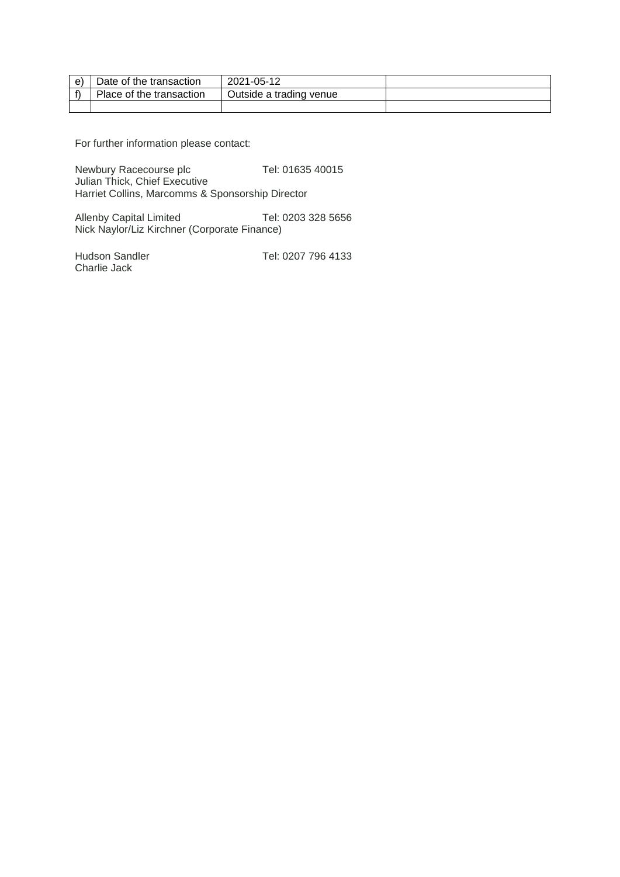| | | | |
|---|---|---|---|
| e) | Date of the transaction | 2021-05-12 | |
| f) | Place of the transaction | Outside a trading venue | |
| | | | |

For further information please contact:

Newbury Racecourse plc Tel: 01635 40015
Julian Thick, Chief Executive
Harriet Collins, Marcomms & Sponsorship Director

Allenby Capital Limited Tel: 0203 328 5656
Nick Naylor/Liz Kirchner (Corporate Finance)

Hudson Sandler Tel: 0207 796 4133
Charlie Jack